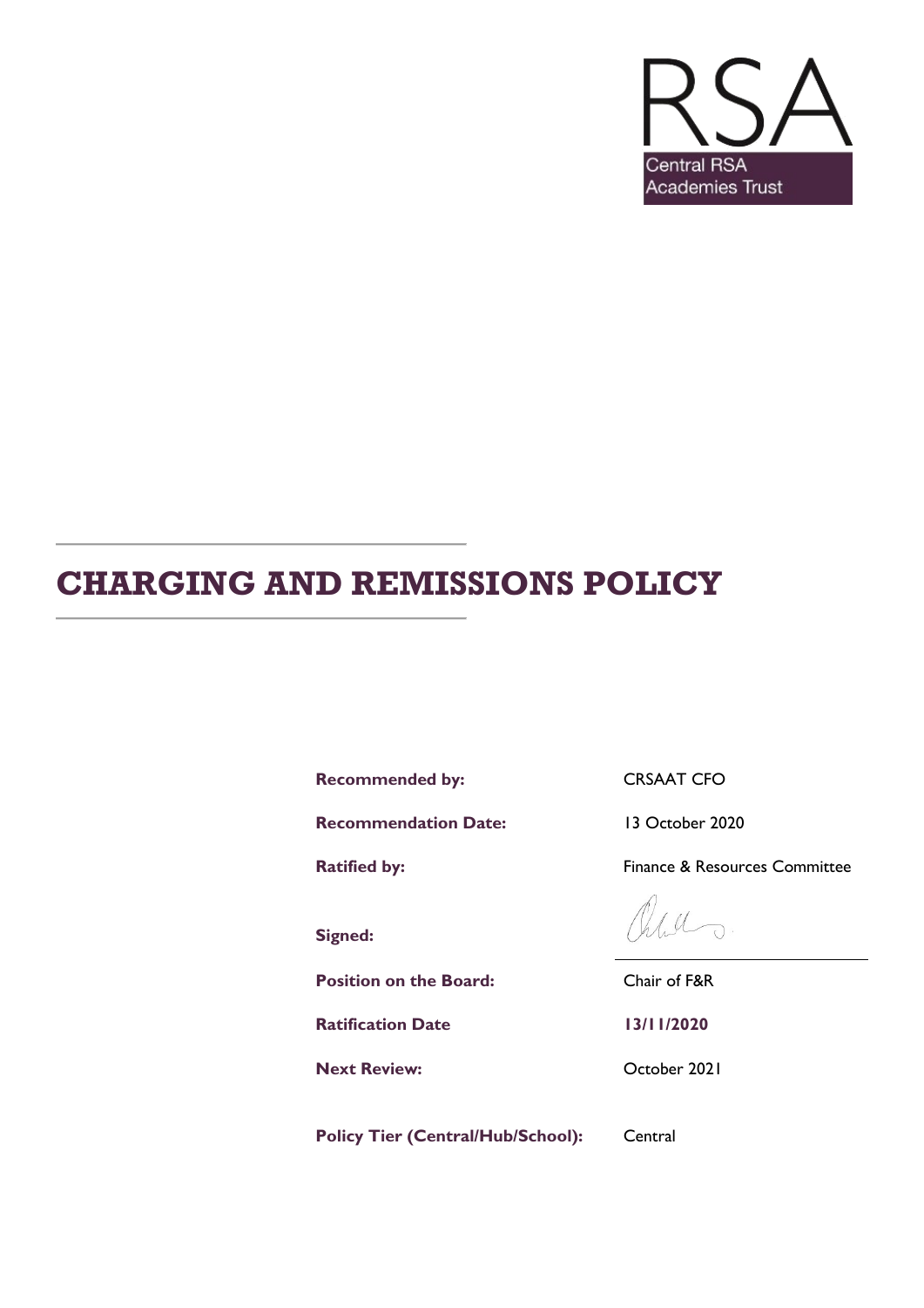RSA

Central RSA Academies Trust

# CHARGING AND REMISSIONS POLICY

| | |
|---|---|
| **Recommended by:** | CRSAAT CFO |
| **Recommendation Date:** | 13 October 2020 |
| **Ratified by:** | Finance & Resources Committee |
| **Signed:** | |
| **Position on the Board:** | Chair of F&R |
| **Ratification Date** | **13/11/2020** |
| **Next Review:** | October 2021 |
| **Policy Tier (Central/Hub/School):** | Central |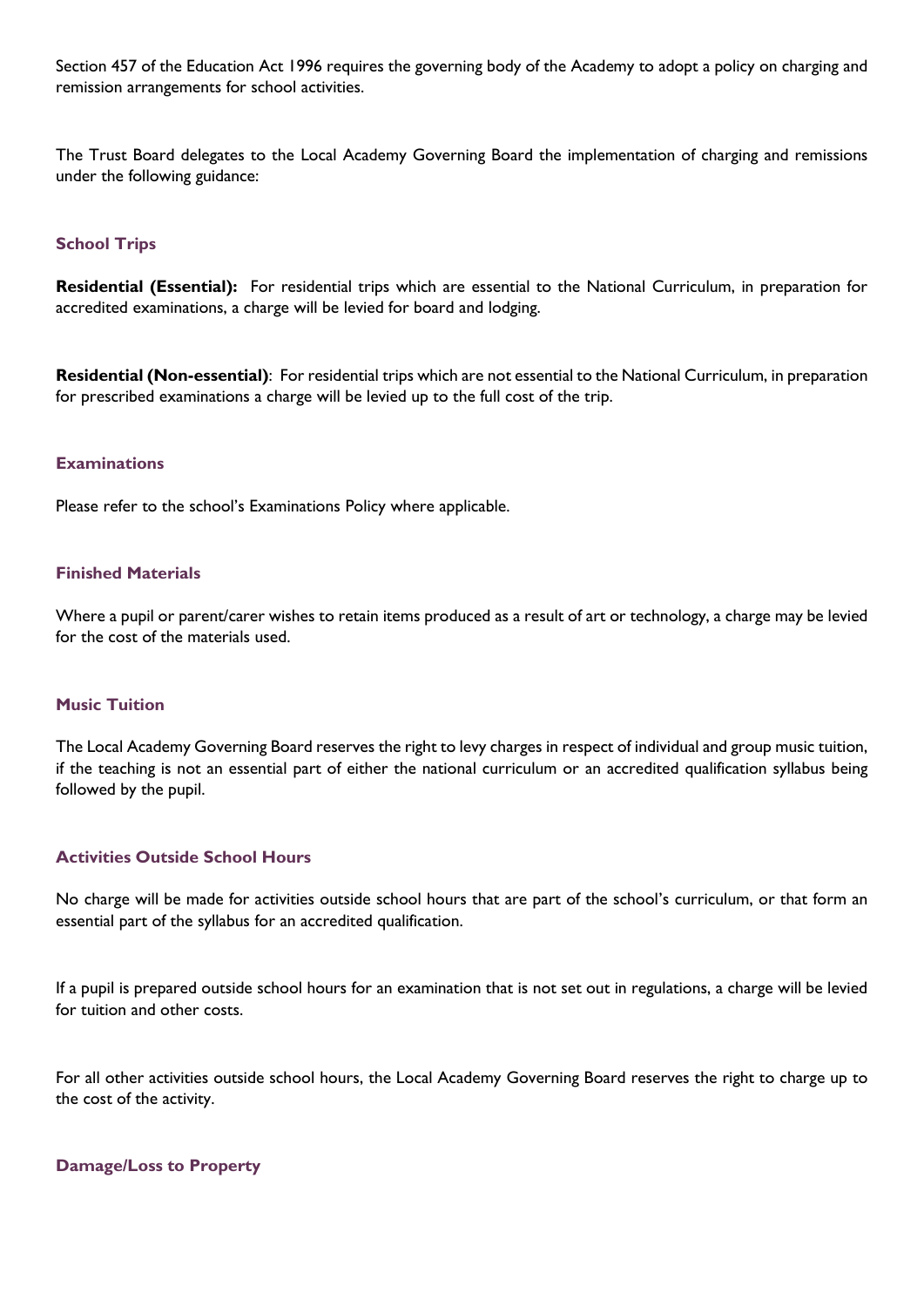Section 457 of the Education Act 1996 requires the governing body of the Academy to adopt a policy on charging and remission arrangements for school activities.

The Trust Board delegates to the Local Academy Governing Board the implementation of charging and remissions under the following guidance:

### School Trips

**Residential (Essential):** For residential trips which are essential to the National Curriculum, in preparation for accredited examinations, a charge will be levied for board and lodging.

**Residential (Non-essential)**: For residential trips which are not essential to the National Curriculum, in preparation for prescribed examinations a charge will be levied up to the full cost of the trip.

### Examinations

Please refer to the school's Examinations Policy where applicable.

### Finished Materials

Where a pupil or parent/carer wishes to retain items produced as a result of art or technology, a charge may be levied for the cost of the materials used.

### Music Tuition

The Local Academy Governing Board reserves the right to levy charges in respect of individual and group music tuition, if the teaching is not an essential part of either the national curriculum or an accredited qualification syllabus being followed by the pupil.

### Activities Outside School Hours

No charge will be made for activities outside school hours that are part of the school's curriculum, or that form an essential part of the syllabus for an accredited qualification.

If a pupil is prepared outside school hours for an examination that is not set out in regulations, a charge will be levied for tuition and other costs.

For all other activities outside school hours, the Local Academy Governing Board reserves the right to charge up to the cost of the activity.

### Damage/Loss to Property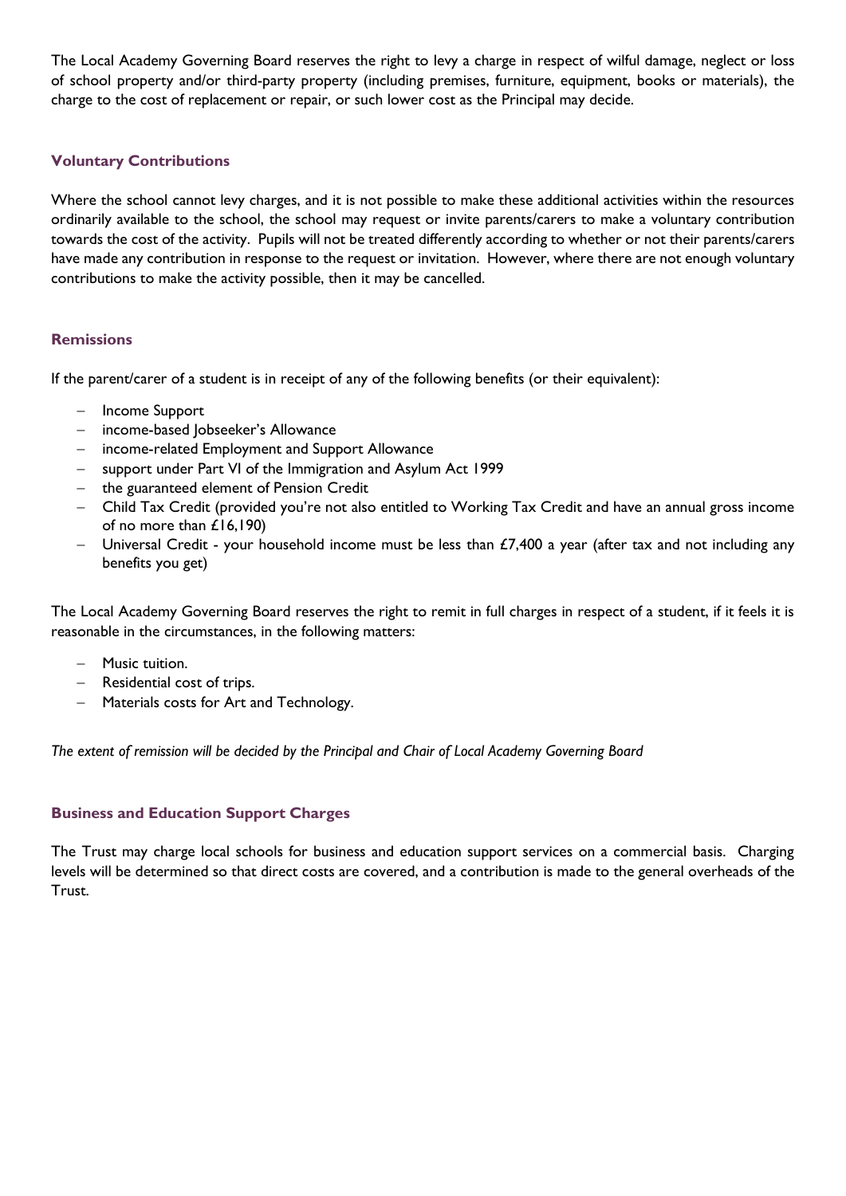The Local Academy Governing Board reserves the right to levy a charge in respect of wilful damage, neglect or loss of school property and/or third-party property (including premises, furniture, equipment, books or materials), the charge to the cost of replacement or repair, or such lower cost as the Principal may decide.

### Voluntary Contributions

Where the school cannot levy charges, and it is not possible to make these additional activities within the resources ordinarily available to the school, the school may request or invite parents/carers to make a voluntary contribution towards the cost of the activity. Pupils will not be treated differently according to whether or not their parents/carers have made any contribution in response to the request or invitation. However, where there are not enough voluntary contributions to make the activity possible, then it may be cancelled.

### Remissions

If the parent/carer of a student is in receipt of any of the following benefits (or their equivalent):

- Income Support
- income-based Jobseeker's Allowance
- income-related Employment and Support Allowance
- support under Part VI of the Immigration and Asylum Act 1999
- the guaranteed element of Pension Credit
- Child Tax Credit (provided you're not also entitled to Working Tax Credit and have an annual gross income of no more than £16,190)
- Universal Credit - your household income must be less than £7,400 a year (after tax and not including any benefits you get)

The Local Academy Governing Board reserves the right to remit in full charges in respect of a student, if it feels it is reasonable in the circumstances, in the following matters:

- Music tuition.
- Residential cost of trips.
- Materials costs for Art and Technology.

*The extent of remission will be decided by the Principal and Chair of Local Academy Governing Board*

### Business and Education Support Charges

The Trust may charge local schools for business and education support services on a commercial basis. Charging levels will be determined so that direct costs are covered, and a contribution is made to the general overheads of the Trust.